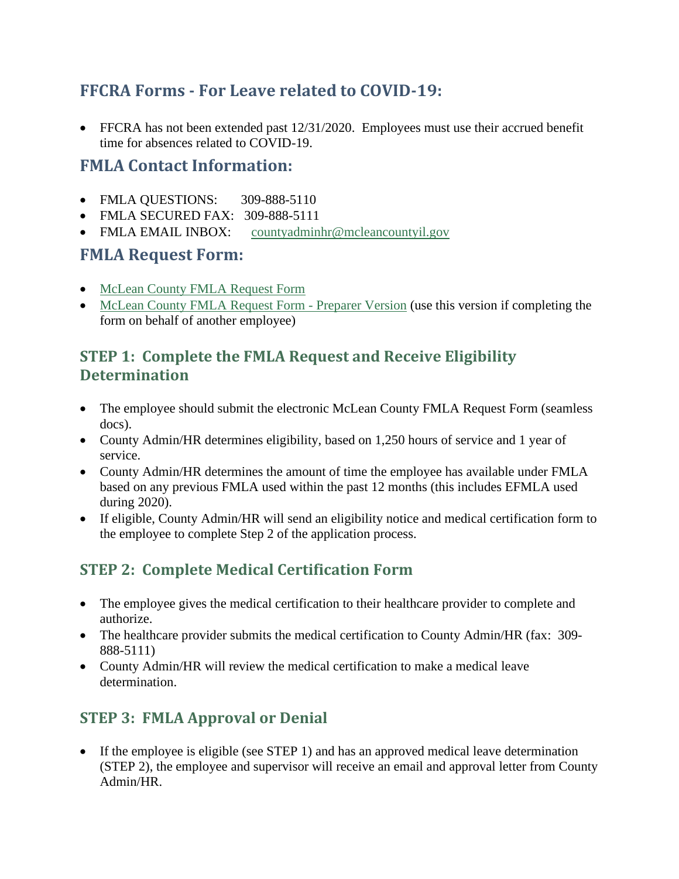## FFCRA Forms - For Leave related to COVID-19:

- FFCRA has not been extended past 12/31/2020. Employees must use their accrued benefit time for absences related to COVID-19.

## FMLA Contact Information:

- FMLA QUESTIONS: 309-888-5110
- FMLA SECURED FAX: 309-888-5111
- FMLA EMAIL INBOX: countyadminhr@mcleancountyil.gov

## FMLA Request Form:

- McLean County FMLA Request Form
- McLean County FMLA Request Form - Preparer Version (use this version if completing the form on behalf of another employee)

### STEP 1: Complete the FMLA Request and Receive Eligibility Determination

- The employee should submit the electronic McLean County FMLA Request Form (seamless docs).
- County Admin/HR determines eligibility, based on 1,250 hours of service and 1 year of service.
- County Admin/HR determines the amount of time the employee has available under FMLA based on any previous FMLA used within the past 12 months (this includes EFMLA used during 2020).
- If eligible, County Admin/HR will send an eligibility notice and medical certification form to the employee to complete Step 2 of the application process.

### STEP 2: Complete Medical Certification Form

- The employee gives the medical certification to their healthcare provider to complete and authorize.
- The healthcare provider submits the medical certification to County Admin/HR (fax: 309-888-5111)
- County Admin/HR will review the medical certification to make a medical leave determination.

### STEP 3: FMLA Approval or Denial

- If the employee is eligible (see STEP 1) and has an approved medical leave determination (STEP 2), the employee and supervisor will receive an email and approval letter from County Admin/HR.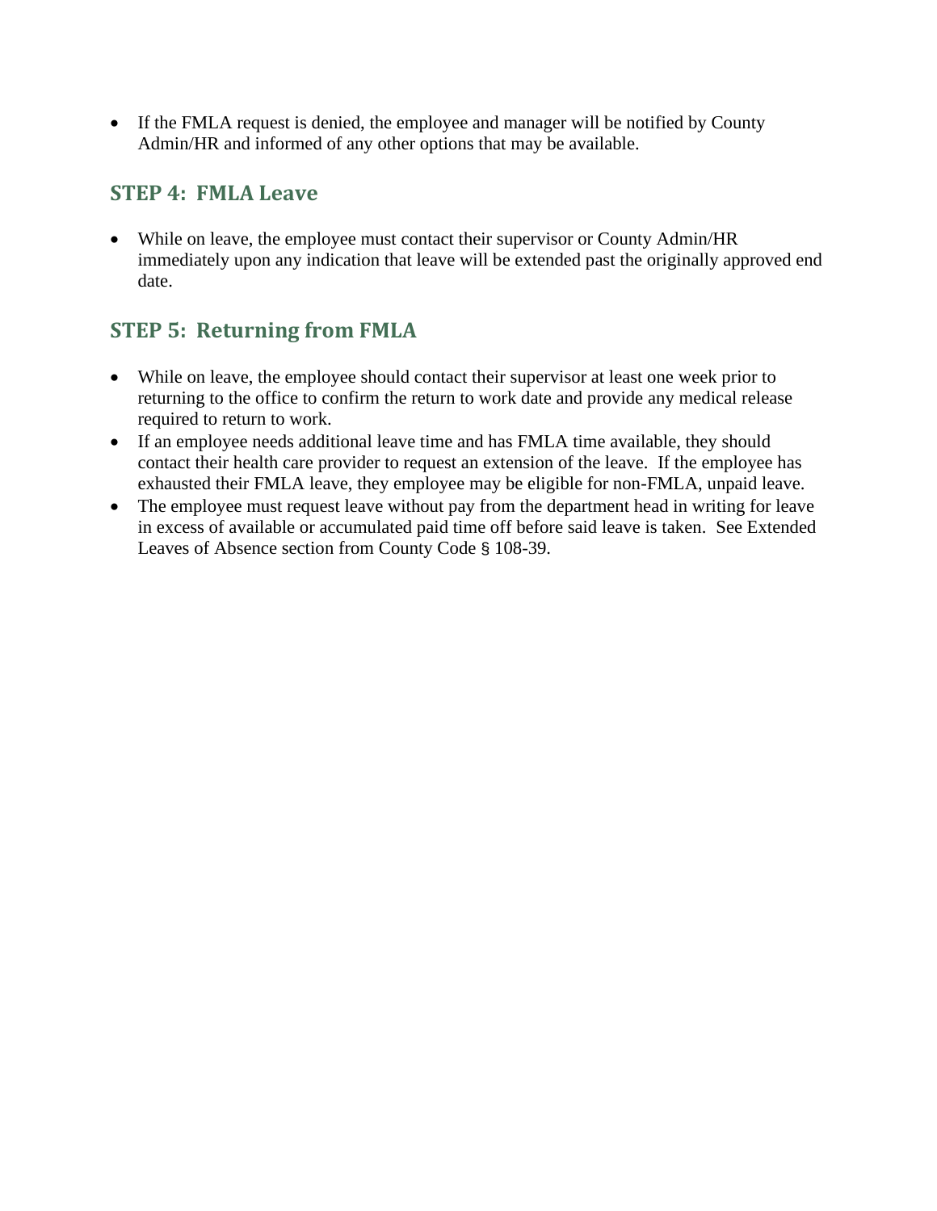- If the FMLA request is denied, the employee and manager will be notified by County Admin/HR and informed of any other options that may be available.

## STEP 4: FMLA Leave

- While on leave, the employee must contact their supervisor or County Admin/HR immediately upon any indication that leave will be extended past the originally approved end date.

## STEP 5: Returning from FMLA

- While on leave, the employee should contact their supervisor at least one week prior to returning to the office to confirm the return to work date and provide any medical release required to return to work.
- If an employee needs additional leave time and has FMLA time available, they should contact their health care provider to request an extension of the leave. If the employee has exhausted their FMLA leave, they employee may be eligible for non-FMLA, unpaid leave.
- The employee must request leave without pay from the department head in writing for leave in excess of available or accumulated paid time off before said leave is taken. See Extended Leaves of Absence section from County Code § 108-39.